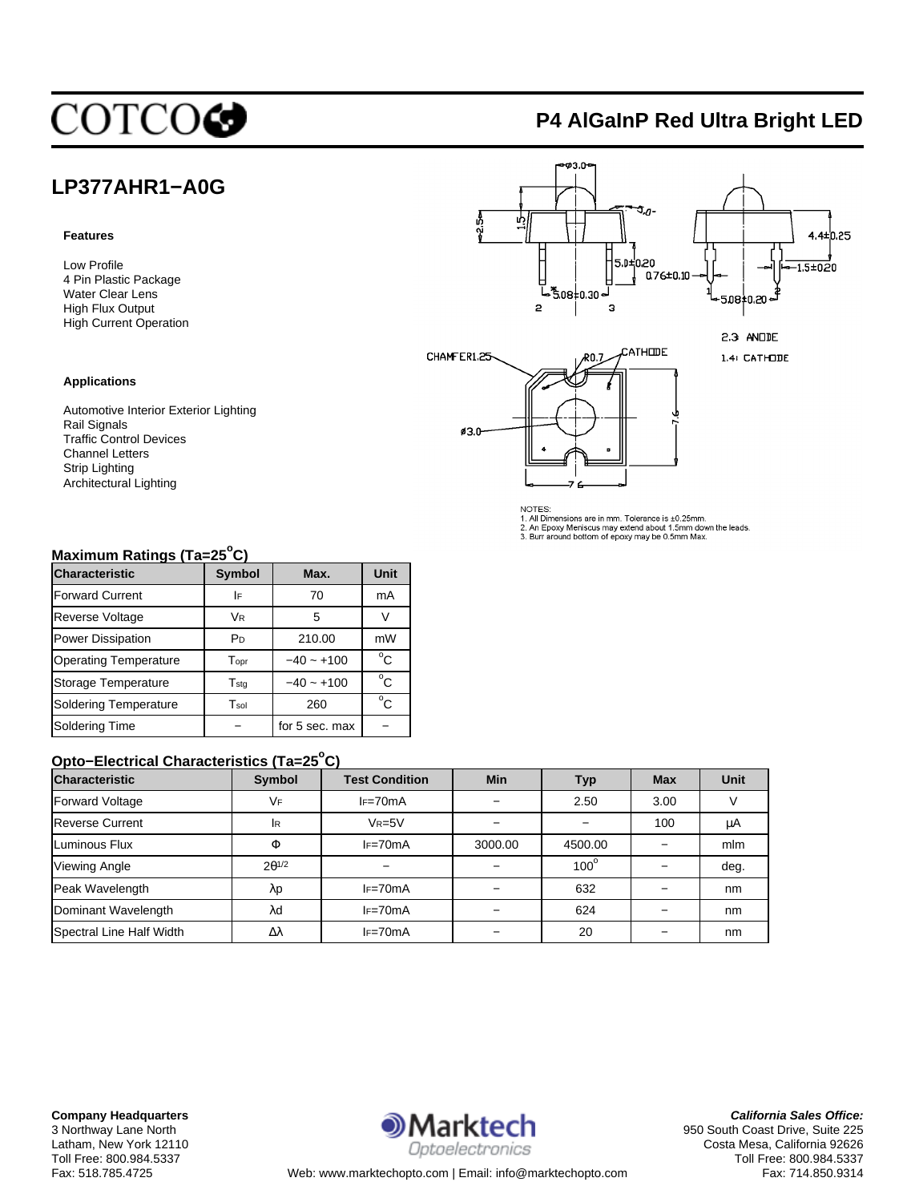# COTCO

## P4 AlGaInP Red Ultra Bright LED

## LP377AHR1−A0G

### Features

- Low Profile
- 4 Pin Plastic Package
- Water Clear Lens
- High Flux Output
- High Current Operation

### Applications

- Automotive Interior Exterior Lighting
- Rail Signals
- Traffic Control Devices
- Channel Letters
- Strip Lighting
- Architectural Lighting

2,3 ANODE
1,4 CATHODE

NOTES:
1. All Dimensions are in mm. Tolerance is ±0.25mm.
2. An Epoxy Meniscus may extend about 1.5mm down the leads.
3. Burr around bottom of epoxy may be 0.5mm Max.

### Maximum Ratings (Ta=25°C)

| Characteristic | Symbol | Max. | Unit |
|---|---|---|---|
| Forward Current | $I_F$ | 70 | mA |
| Reverse Voltage | $V_R$ | 5 | V |
| Power Dissipation | $P_D$ | 210.00 | mW |
| Operating Temperature | $T_{opr}$ | −40 ~ +100 | °C |
| Storage Temperature | $T_{stg}$ | −40 ~ +100 | °C |
| Soldering Temperature | $T_{sol}$ | 260 | °C |
| Soldering Time | − | for 5 sec. max | − |

### Opto−Electrical Characteristics (Ta=25°C)

| Characteristic | Symbol | Test Condition | Min | Typ | Max | Unit |
|---|---|---|---|---|---|---|
| Forward Voltage | $V_F$ | $I_F$=70mA | − | 2.50 | 3.00 | V |
| Reverse Current | $I_R$ | $V_R$=5V | − | − | 100 | µA |
| Luminous Flux | Φ | $I_F$=70mA | 3000.00 | 4500.00 | − | mlm |
| Viewing Angle | $2\theta^{1/2}$ | − | − | 100° | − | deg. |
| Peak Wavelength | λp | $I_F$=70mA | − | 632 | − | nm |
| Dominant Wavelength | λd | $I_F$=70mA | − | 624 | − | nm |
| Spectral Line Half Width | Δλ | $I_F$=70mA | − | 20 | − | nm |

**Company Headquarters**
3 Northway Lane North
Latham, New York 12110
Toll Free: 800.984.5337
Fax: 518.785.4725

Marktech Optoelectronics
Web: www.marktechopto.com | Email: info@marktechopto.com

***California Sales Office:***
950 South Coast Drive, Suite 225
Costa Mesa, California 92626
Toll Free: 800.984.5337
Fax: 714.850.9314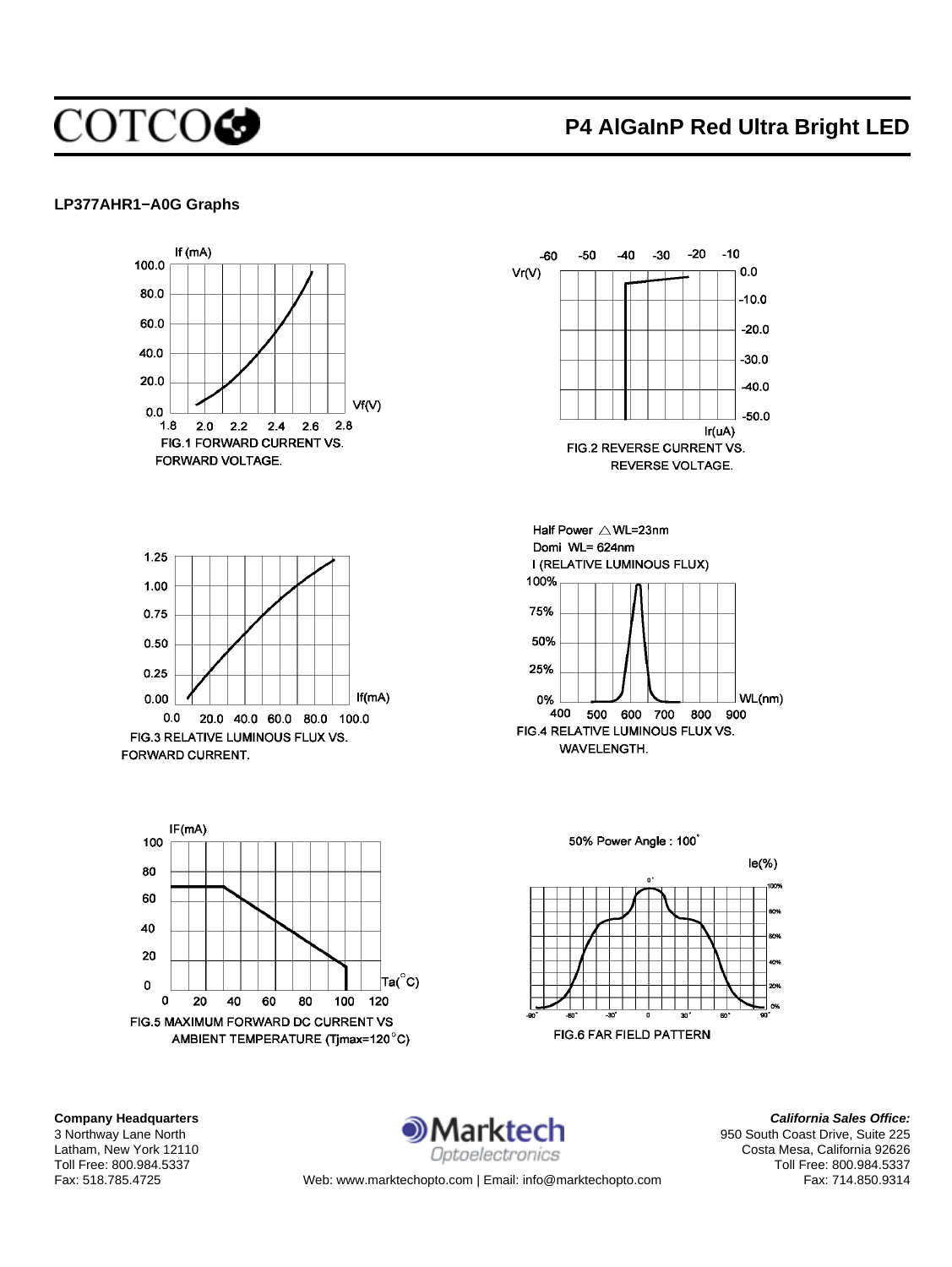# P4 AlGaInP Red Ultra Bright LED

### LP377AHR1−A0G Graphs

If (mA)
100.0
80.0
60.0
40.0
20.0
0.0
1.8 2.0 2.2 2.4 2.6 2.8
Vf(V)
FIG.1 FORWARD CURRENT VS. FORWARD VOLTAGE.

-60 -50 -40 -30 -20 -10
Vr(V)
0.0
-10.0
-20.0
-30.0
-40.0
-50.0
Ir(uA)
FIG.2 REVERSE CURRENT VS. REVERSE VOLTAGE.

1.25
1.00
0.75
0.50
0.25
0.00
0.0 20.0 40.0 60.0 80.0 100.0
If(mA)
FIG.3 RELATIVE LUMINOUS FLUX VS. FORWARD CURRENT.

Half Power △WL=23nm
Domi WL= 624nm
I (RELATIVE LUMINOUS FLUX)
100%
75%
50%
25%
0%
400 500 600 700 800 900
WL(nm)
FIG.4 RELATIVE LUMINOUS FLUX VS. WAVELENGTH.

IF(mA)
100
80
60
40
20
0
0 20 40 60 80 100 120
Ta(°C)
FIG.5 MAXIMUM FORWARD DC CURRENT VS AMBIENT TEMPERATURE (Tjmax=120°C)

50% Power Angle : 100°
Ie(%)
100%
80%
60%
40%
20%
0%
-90° -60° -30° 0 30° 60° 90°
FIG.6 FAR FIELD PATTERN

**Company Headquarters**
3 Northway Lane North
Latham, New York 12110
Toll Free: 800.984.5337
Fax: 518.785.4725

Marktech Optoelectronics
Web: www.marktechopto.com | Email: info@marktechopto.com

***California Sales Office:***
950 South Coast Drive, Suite 225
Costa Mesa, California 92626
Toll Free: 800.984.5337
Fax: 714.850.9314